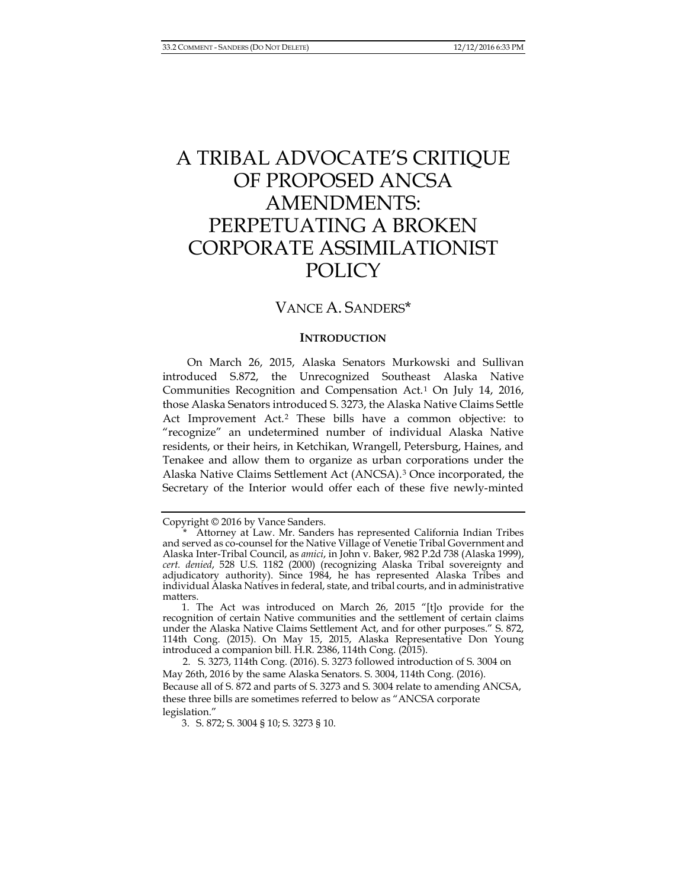# A TRIBAL ADVOCATE'S CRITIQUE OF PROPOSED ANCSA AMENDMENTS: PERPETUATING A BROKEN CORPORATE ASSIMILATIONIST POLICY

VANCE A. SANDERS*

## INTRODUCTION

On March 26, 2015, Alaska Senators Murkowski and Sullivan introduced S.872, the Unrecognized Southeast Alaska Native Communities Recognition and Compensation Act.[1] On July 14, 2016, those Alaska Senators introduced S. 3273, the Alaska Native Claims Settle Act Improvement Act.[2] These bills have a common objective: to "recognize" an undetermined number of individual Alaska Native residents, or their heirs, in Ketchikan, Wrangell, Petersburg, Haines, and Tenakee and allow them to organize as urban corporations under the Alaska Native Claims Settlement Act (ANCSA).[3] Once incorporated, the Secretary of the Interior would offer each of these five newly-minted

---

Copyright © 2016 by Vance Sanders.

\* Attorney at Law. Mr. Sanders has represented California Indian Tribes and served as co-counsel for the Native Village of Venetie Tribal Government and Alaska Inter-Tribal Council, as *amici*, in John v. Baker, 982 P.2d 738 (Alaska 1999), *cert. denied*, 528 U.S. 1182 (2000) (recognizing Alaska Tribal sovereignty and adjudicatory authority). Since 1984, he has represented Alaska Tribes and individual Alaska Natives in federal, state, and tribal courts, and in administrative matters.

1. The Act was introduced on March 26, 2015 "[t]o provide for the recognition of certain Native communities and the settlement of certain claims under the Alaska Native Claims Settlement Act, and for other purposes." S. 872, 114th Cong. (2015). On May 15, 2015, Alaska Representative Don Young introduced a companion bill. H.R. 2386, 114th Cong. (2015).

2. S. 3273, 114th Cong. (2016). S. 3273 followed introduction of S. 3004 on May 26th, 2016 by the same Alaska Senators. S. 3004, 114th Cong. (2016). Because all of S. 872 and parts of S. 3273 and S. 3004 relate to amending ANCSA, these three bills are sometimes referred to below as "ANCSA corporate legislation."

3. S. 872; S. 3004 § 10; S. 3273 § 10.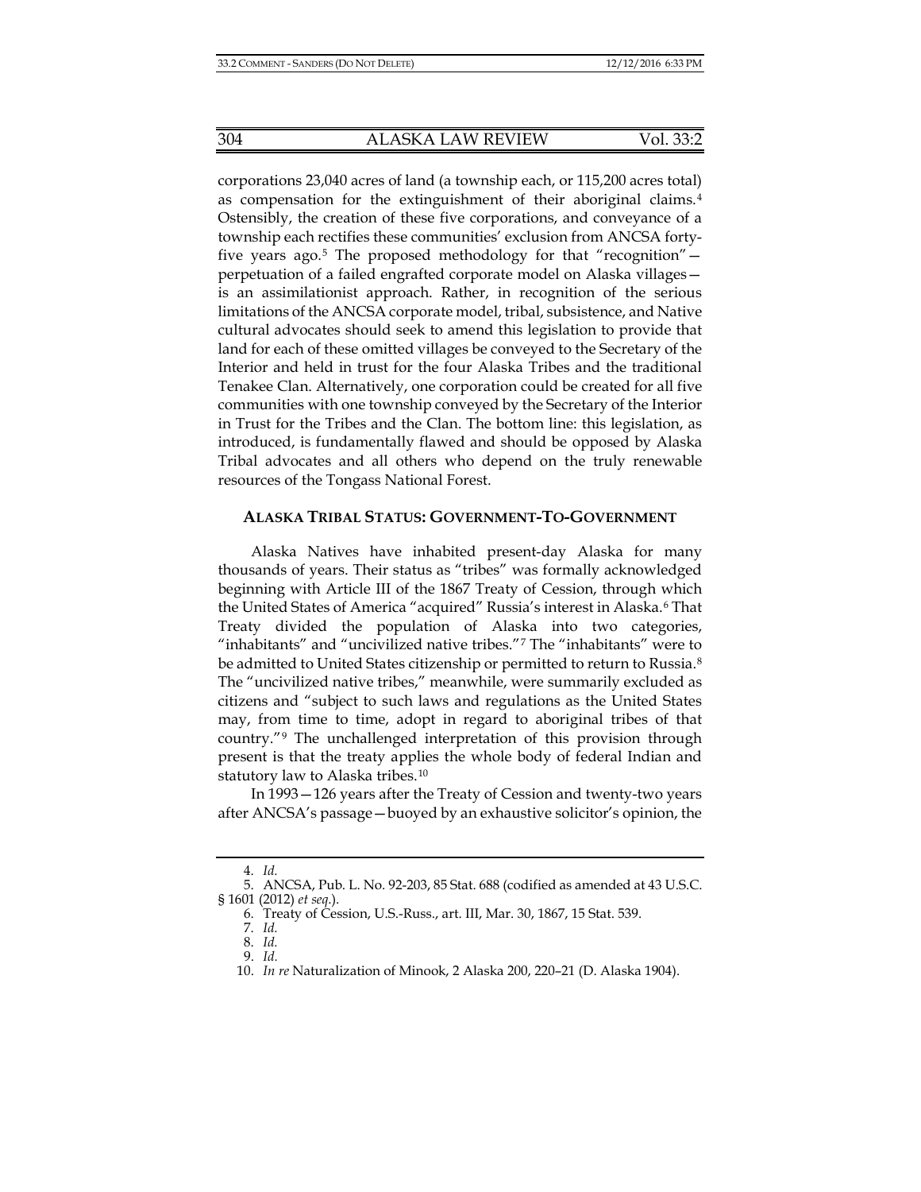corporations 23,040 acres of land (a township each, or 115,200 acres total) as compensation for the extinguishment of their aboriginal claims.[4] Ostensibly, the creation of these five corporations, and conveyance of a township each rectifies these communities' exclusion from ANCSA forty-five years ago.[5] The proposed methodology for that "recognition"—perpetuation of a failed engrafted corporate model on Alaska villages—is an assimilationist approach. Rather, in recognition of the serious limitations of the ANCSA corporate model, tribal, subsistence, and Native cultural advocates should seek to amend this legislation to provide that land for each of these omitted villages be conveyed to the Secretary of the Interior and held in trust for the four Alaska Tribes and the traditional Tenakee Clan. Alternatively, one corporation could be created for all five communities with one township conveyed by the Secretary of the Interior in Trust for the Tribes and the Clan. The bottom line: this legislation, as introduced, is fundamentally flawed and should be opposed by Alaska Tribal advocates and all others who depend on the truly renewable resources of the Tongass National Forest.

## ALASKA TRIBAL STATUS: GOVERNMENT-TO-GOVERNMENT

Alaska Natives have inhabited present-day Alaska for many thousands of years. Their status as "tribes" was formally acknowledged beginning with Article III of the 1867 Treaty of Cession, through which the United States of America "acquired" Russia's interest in Alaska.[6] That Treaty divided the population of Alaska into two categories, "inhabitants" and "uncivilized native tribes."[7] The "inhabitants" were to be admitted to United States citizenship or permitted to return to Russia.[8] The "uncivilized native tribes," meanwhile, were summarily excluded as citizens and "subject to such laws and regulations as the United States may, from time to time, adopt in regard to aboriginal tribes of that country."[9] The unchallenged interpretation of this provision through present is that the treaty applies the whole body of federal Indian and statutory law to Alaska tribes.[10]

In 1993—126 years after the Treaty of Cession and twenty-two years after ANCSA's passage—buoyed by an exhaustive solicitor's opinion, the

4. *Id.*

5. ANCSA, Pub. L. No. 92-203, 85 Stat. 688 (codified as amended at 43 U.S.C. § 1601 (2012) *et seq.*).

6. Treaty of Cession, U.S.-Russ., art. III, Mar. 30, 1867, 15 Stat. 539.

7. *Id.*

8. *Id.*

9. *Id.*

10. *In re* Naturalization of Minook, 2 Alaska 200, 220–21 (D. Alaska 1904).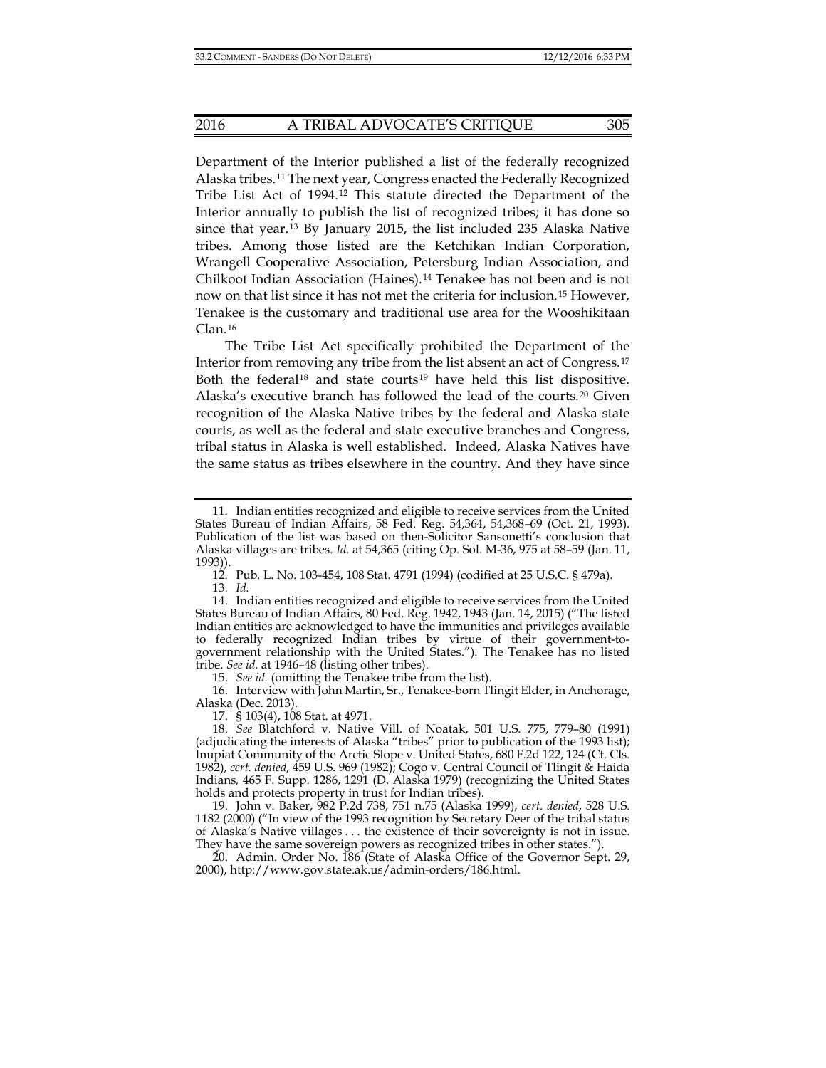Department of the Interior published a list of the federally recognized Alaska tribes.[11] The next year, Congress enacted the Federally Recognized Tribe List Act of 1994.[12] This statute directed the Department of the Interior annually to publish the list of recognized tribes; it has done so since that year.[13] By January 2015, the list included 235 Alaska Native tribes. Among those listed are the Ketchikan Indian Corporation, Wrangell Cooperative Association, Petersburg Indian Association, and Chilkoot Indian Association (Haines).[14] Tenakee has not been and is not now on that list since it has not met the criteria for inclusion.[15] However, Tenakee is the customary and traditional use area for the Wooshikitaan Clan.[16]

The Tribe List Act specifically prohibited the Department of the Interior from removing any tribe from the list absent an act of Congress.[17] Both the federal[18] and state courts[19] have held this list dispositive. Alaska's executive branch has followed the lead of the courts.[20] Given recognition of the Alaska Native tribes by the federal and Alaska state courts, as well as the federal and state executive branches and Congress, tribal status in Alaska is well established. Indeed, Alaska Natives have the same status as tribes elsewhere in the country. And they have since

---

11. Indian entities recognized and eligible to receive services from the United States Bureau of Indian Affairs, 58 Fed. Reg. 54,364, 54,368–69 (Oct. 21, 1993). Publication of the list was based on then-Solicitor Sansonetti's conclusion that Alaska villages are tribes. *Id.* at 54,365 (citing Op. Sol. M-36, 975 at 58–59 (Jan. 11, 1993)).

12. Pub. L. No. 103-454, 108 Stat. 4791 (1994) (codified at 25 U.S.C. § 479a).

13. *Id.*

14. Indian entities recognized and eligible to receive services from the United States Bureau of Indian Affairs, 80 Fed. Reg. 1942, 1943 (Jan. 14, 2015) ("The listed Indian entities are acknowledged to have the immunities and privileges available to federally recognized Indian tribes by virtue of their government-to-government relationship with the United States."). The Tenakee has no listed tribe. *See id.* at 1946–48 (listing other tribes).

15. *See id.* (omitting the Tenakee tribe from the list).

16. Interview with John Martin, Sr., Tenakee-born Tlingit Elder, in Anchorage, Alaska (Dec. 2013).

17. § 103(4), 108 Stat. at 4971.

18. *See* Blatchford v. Native Vill. of Noatak, 501 U.S. 775, 779–80 (1991) (adjudicating the interests of Alaska "tribes" prior to publication of the 1993 list); Inupiat Community of the Arctic Slope v. United States, 680 F.2d 122, 124 (Ct. Cls. 1982), *cert. denied*, 459 U.S. 969 (1982); Cogo v. Central Council of Tlingit & Haida Indians*,* 465 F. Supp. 1286, 1291 (D. Alaska 1979) (recognizing the United States holds and protects property in trust for Indian tribes).

19. John v. Baker, 982 P.2d 738, 751 n.75 (Alaska 1999), *cert. denied*, 528 U.S. 1182 (2000) ("In view of the 1993 recognition by Secretary Deer of the tribal status of Alaska's Native villages . . . the existence of their sovereignty is not in issue. They have the same sovereign powers as recognized tribes in other states.").

20. Admin. Order No. 186 (State of Alaska Office of the Governor Sept. 29, 2000), http://www.gov.state.ak.us/admin-orders/186.html.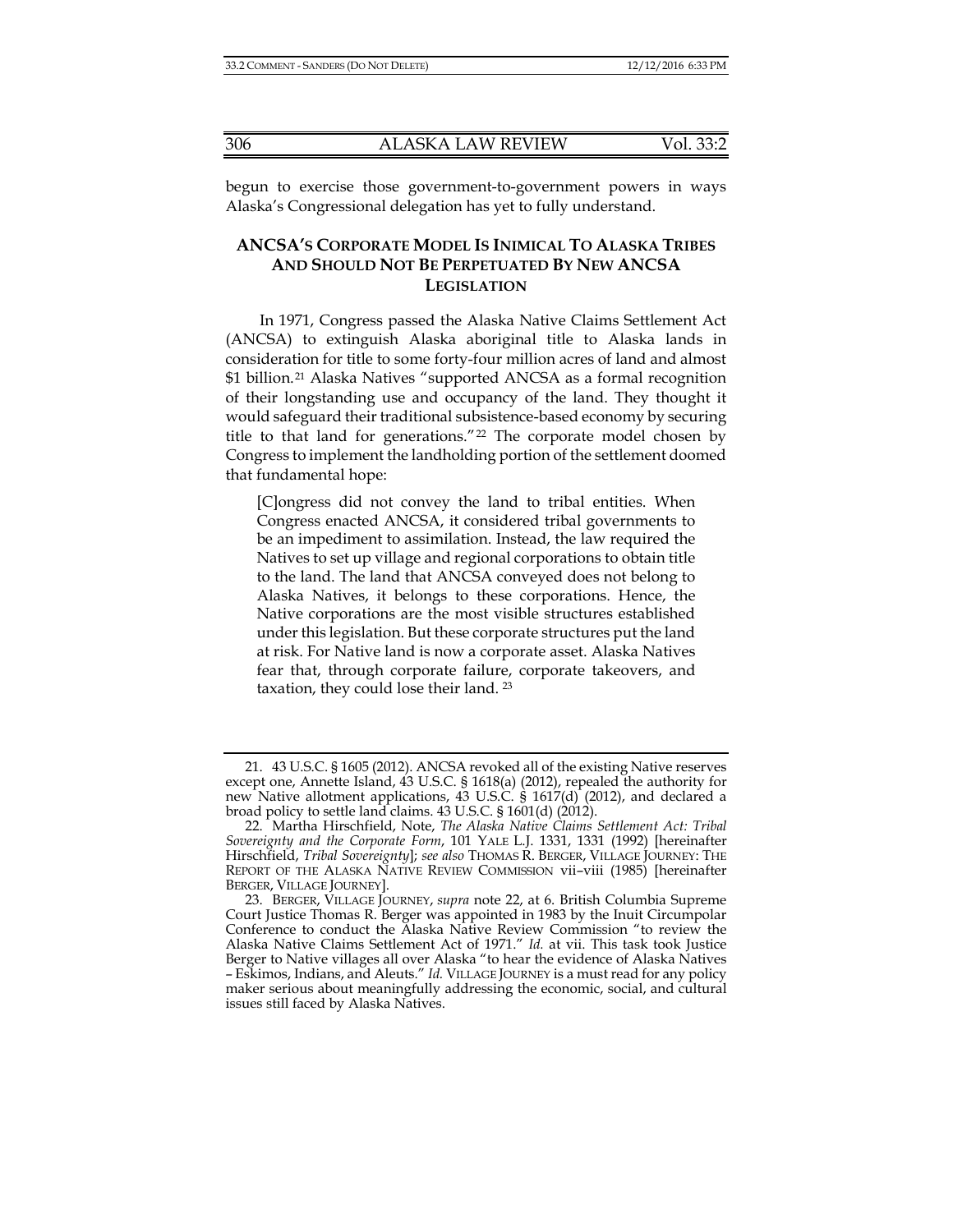begun to exercise those government-to-government powers in ways Alaska's Congressional delegation has yet to fully understand.

## ANCSA'S CORPORATE MODEL IS INIMICAL TO ALASKA TRIBES AND SHOULD NOT BE PERPETUATED BY NEW ANCSA LEGISLATION

In 1971, Congress passed the Alaska Native Claims Settlement Act (ANCSA) to extinguish Alaska aboriginal title to Alaska lands in consideration for title to some forty-four million acres of land and almost $1 billion.[21] Alaska Natives "supported ANCSA as a formal recognition of their longstanding use and occupancy of the land. They thought it would safeguard their traditional subsistence-based economy by securing title to that land for generations."[22] The corporate model chosen by Congress to implement the landholding portion of the settlement doomed that fundamental hope:

> [C]ongress did not convey the land to tribal entities. When Congress enacted ANCSA, it considered tribal governments to be an impediment to assimilation. Instead, the law required the Natives to set up village and regional corporations to obtain title to the land. The land that ANCSA conveyed does not belong to Alaska Natives, it belongs to these corporations. Hence, the Native corporations are the most visible structures established under this legislation. But these corporate structures put the land at risk. For Native land is now a corporate asset. Alaska Natives fear that, through corporate failure, corporate takeovers, and taxation, they could lose their land.[23]

---

21. 43 U.S.C. § 1605 (2012). ANCSA revoked all of the existing Native reserves except one, Annette Island, 43 U.S.C. § 1618(a) (2012), repealed the authority for new Native allotment applications, 43 U.S.C. § 1617(d) (2012), and declared a broad policy to settle land claims. 43 U.S.C. § 1601(d) (2012).

22. Martha Hirschfield, Note, *The Alaska Native Claims Settlement Act: Tribal Sovereignty and the Corporate Form*, 101 YALE L.J. 1331, 1331 (1992) [hereinafter Hirschfield, *Tribal Sovereignty*]; *see also* THOMAS R. BERGER, VILLAGE JOURNEY: THE REPORT OF THE ALASKA NATIVE REVIEW COMMISSION vii–viii (1985) [hereinafter BERGER, VILLAGE JOURNEY].

23. BERGER, VILLAGE JOURNEY, *supra* note 22, at 6. British Columbia Supreme Court Justice Thomas R. Berger was appointed in 1983 by the Inuit Circumpolar Conference to conduct the Alaska Native Review Commission "to review the Alaska Native Claims Settlement Act of 1971." *Id.* at vii. This task took Justice Berger to Native villages all over Alaska "to hear the evidence of Alaska Natives – Eskimos, Indians, and Aleuts." *Id.* VILLAGE JOURNEY is a must read for any policy maker serious about meaningfully addressing the economic, social, and cultural issues still faced by Alaska Natives.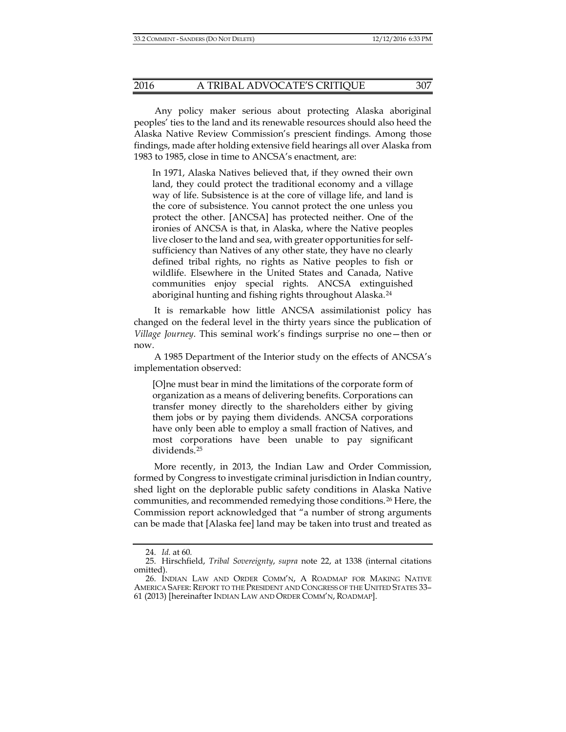Any policy maker serious about protecting Alaska aboriginal peoples' ties to the land and its renewable resources should also heed the Alaska Native Review Commission's prescient findings. Among those findings, made after holding extensive field hearings all over Alaska from 1983 to 1985, close in time to ANCSA's enactment, are:

> In 1971, Alaska Natives believed that, if they owned their own land, they could protect the traditional economy and a village way of life. Subsistence is at the core of village life, and land is the core of subsistence. You cannot protect the one unless you protect the other. [ANCSA] has protected neither. One of the ironies of ANCSA is that, in Alaska, where the Native peoples live closer to the land and sea, with greater opportunities for self-sufficiency than Natives of any other state, they have no clearly defined tribal rights, no rights as Native peoples to fish or wildlife. Elsewhere in the United States and Canada, Native communities enjoy special rights. ANCSA extinguished aboriginal hunting and fishing rights throughout Alaska.[24]

It is remarkable how little ANCSA assimilationist policy has changed on the federal level in the thirty years since the publication of *Village Journey*. This seminal work's findings surprise no one—then or now.

A 1985 Department of the Interior study on the effects of ANCSA's implementation observed:

> [O]ne must bear in mind the limitations of the corporate form of organization as a means of delivering benefits. Corporations can transfer money directly to the shareholders either by giving them jobs or by paying them dividends. ANCSA corporations have only been able to employ a small fraction of Natives, and most corporations have been unable to pay significant dividends.[25]

More recently, in 2013, the Indian Law and Order Commission, formed by Congress to investigate criminal jurisdiction in Indian country, shed light on the deplorable public safety conditions in Alaska Native communities, and recommended remedying those conditions.[26] Here, the Commission report acknowledged that "a number of strong arguments can be made that [Alaska fee] land may be taken into trust and treated as

---

24. *Id.* at 60.

25. Hirschfield, *Tribal Sovereignty*, *supra* note 22, at 1338 (internal citations omitted).

26. INDIAN LAW AND ORDER COMM'N, A ROADMAP FOR MAKING NATIVE AMERICA SAFER: REPORT TO THE PRESIDENT AND CONGRESS OF THE UNITED STATES 33–61 (2013) [hereinafter INDIAN LAW AND ORDER COMM'N, ROADMAP].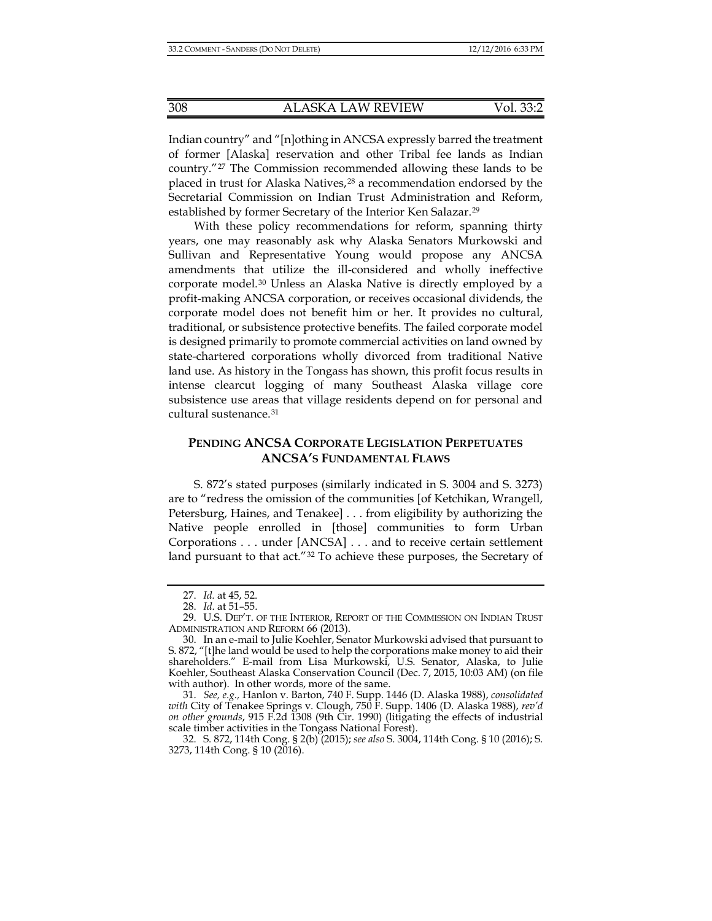Indian country" and "[n]othing in ANCSA expressly barred the treatment of former [Alaska] reservation and other Tribal fee lands as Indian country."[27] The Commission recommended allowing these lands to be placed in trust for Alaska Natives,[28] a recommendation endorsed by the Secretarial Commission on Indian Trust Administration and Reform, established by former Secretary of the Interior Ken Salazar.[29]

With these policy recommendations for reform, spanning thirty years, one may reasonably ask why Alaska Senators Murkowski and Sullivan and Representative Young would propose any ANCSA amendments that utilize the ill-considered and wholly ineffective corporate model.[30] Unless an Alaska Native is directly employed by a profit-making ANCSA corporation, or receives occasional dividends, the corporate model does not benefit him or her. It provides no cultural, traditional, or subsistence protective benefits. The failed corporate model is designed primarily to promote commercial activities on land owned by state-chartered corporations wholly divorced from traditional Native land use. As history in the Tongass has shown, this profit focus results in intense clearcut logging of many Southeast Alaska village core subsistence use areas that village residents depend on for personal and cultural sustenance.[31]

## PENDING ANCSA CORPORATE LEGISLATION PERPETUATES ANCSA'S FUNDAMENTAL FLAWS

S. 872's stated purposes (similarly indicated in S. 3004 and S. 3273) are to "redress the omission of the communities [of Ketchikan, Wrangell, Petersburg, Haines, and Tenakee] . . . from eligibility by authorizing the Native people enrolled in [those] communities to form Urban Corporations . . . under [ANCSA] . . . and to receive certain settlement land pursuant to that act."[32] To achieve these purposes, the Secretary of

---

27. *Id.* at 45, 52.

28. *Id.* at 51–55.

29. U.S. DEP'T. OF THE INTERIOR, REPORT OF THE COMMISSION ON INDIAN TRUST ADMINISTRATION AND REFORM 66 (2013).

30. In an e-mail to Julie Koehler, Senator Murkowski advised that pursuant to S. 872, "[t]he land would be used to help the corporations make money to aid their shareholders." E-mail from Lisa Murkowski, U.S. Senator, Alaska, to Julie Koehler, Southeast Alaska Conservation Council (Dec. 7, 2015, 10:03 AM) (on file with author). In other words, more of the same.

31. *See, e.g.,* Hanlon v. Barton, 740 F. Supp. 1446 (D. Alaska 1988), *consolidated with* City of Tenakee Springs v. Clough, 750 F. Supp. 1406 (D. Alaska 1988), *rev'd on other grounds*, 915 F.2d 1308 (9th Cir. 1990) (litigating the effects of industrial scale timber activities in the Tongass National Forest).

32. S. 872, 114th Cong. § 2(b) (2015); *see also* S. 3004, 114th Cong. § 10 (2016); S. 3273, 114th Cong. § 10 (2016).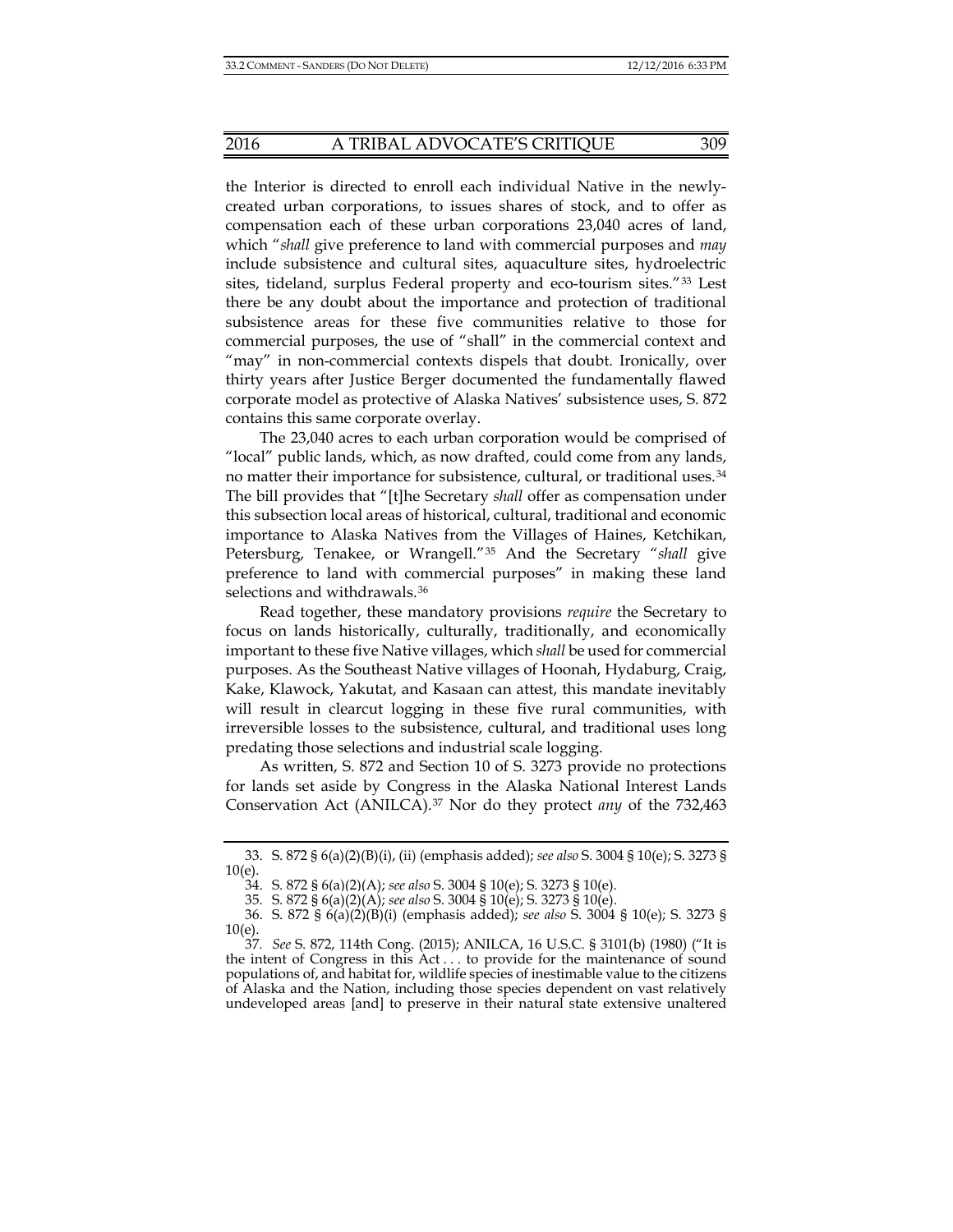the Interior is directed to enroll each individual Native in the newly-created urban corporations, to issues shares of stock, and to offer as compensation each of these urban corporations 23,040 acres of land, which "*shall* give preference to land with commercial purposes and *may* include subsistence and cultural sites, aquaculture sites, hydroelectric sites, tideland, surplus Federal property and eco-tourism sites."[33] Lest there be any doubt about the importance and protection of traditional subsistence areas for these five communities relative to those for commercial purposes, the use of "shall" in the commercial context and "may" in non-commercial contexts dispels that doubt. Ironically, over thirty years after Justice Berger documented the fundamentally flawed corporate model as protective of Alaska Natives' subsistence uses, S. 872 contains this same corporate overlay.

The 23,040 acres to each urban corporation would be comprised of "local" public lands, which, as now drafted, could come from any lands, no matter their importance for subsistence, cultural, or traditional uses.[34] The bill provides that "[t]he Secretary *shall* offer as compensation under this subsection local areas of historical, cultural, traditional and economic importance to Alaska Natives from the Villages of Haines, Ketchikan, Petersburg, Tenakee, or Wrangell."[35] And the Secretary "*shall* give preference to land with commercial purposes" in making these land selections and withdrawals.[36]

Read together, these mandatory provisions *require* the Secretary to focus on lands historically, culturally, traditionally, and economically important to these five Native villages, which *shall* be used for commercial purposes. As the Southeast Native villages of Hoonah, Hydaburg, Craig, Kake, Klawock, Yakutat, and Kasaan can attest, this mandate inevitably will result in clearcut logging in these five rural communities, with irreversible losses to the subsistence, cultural, and traditional uses long predating those selections and industrial scale logging.

As written, S. 872 and Section 10 of S. 3273 provide no protections for lands set aside by Congress in the Alaska National Interest Lands Conservation Act (ANILCA).[37] Nor do they protect *any* of the 732,463

---

33. S. 872 § 6(a)(2)(B)(i), (ii) (emphasis added); *see also* S. 3004 § 10(e); S. 3273 § 10(e).

34. S. 872 § 6(a)(2)(A); *see also* S. 3004 § 10(e); S. 3273 § 10(e).

35. S. 872 § 6(a)(2)(A); *see also* S. 3004 § 10(e); S. 3273 § 10(e).

36. S. 872 § 6(a)(2)(B)(i) (emphasis added); *see also* S. 3004 § 10(e); S. 3273 § 10(e).

37. *See* S. 872, 114th Cong. (2015); ANILCA, 16 U.S.C. § 3101(b) (1980) ("It is the intent of Congress in this Act . . . to provide for the maintenance of sound populations of, and habitat for, wildlife species of inestimable value to the citizens of Alaska and the Nation, including those species dependent on vast relatively undeveloped areas [and] to preserve in their natural state extensive unaltered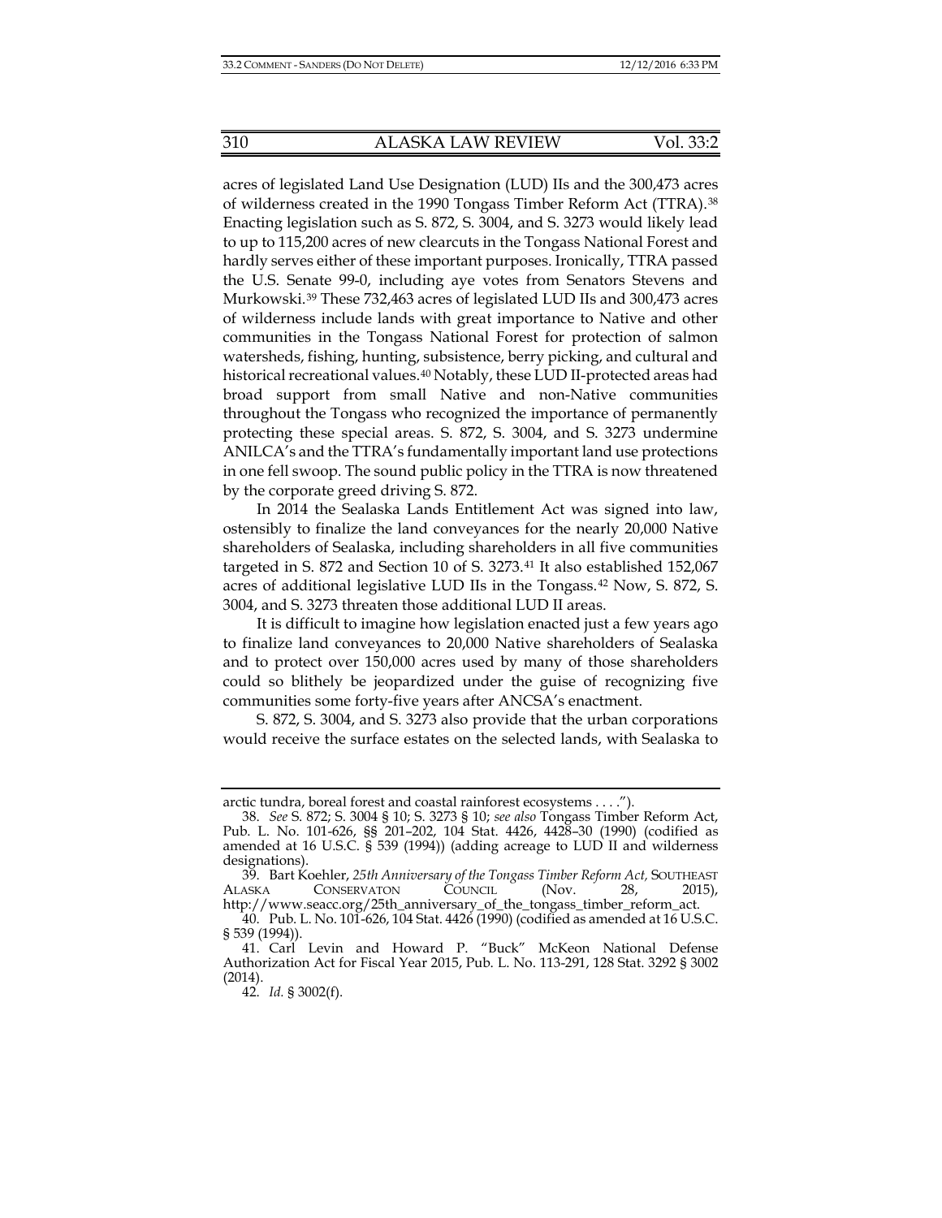acres of legislated Land Use Designation (LUD) IIs and the 300,473 acres of wilderness created in the 1990 Tongass Timber Reform Act (TTRA).[38] Enacting legislation such as S. 872, S. 3004, and S. 3273 would likely lead to up to 115,200 acres of new clearcuts in the Tongass National Forest and hardly serves either of these important purposes. Ironically, TTRA passed the U.S. Senate 99-0, including aye votes from Senators Stevens and Murkowski.[39] These 732,463 acres of legislated LUD IIs and 300,473 acres of wilderness include lands with great importance to Native and other communities in the Tongass National Forest for protection of salmon watersheds, fishing, hunting, subsistence, berry picking, and cultural and historical recreational values.[40] Notably, these LUD II-protected areas had broad support from small Native and non-Native communities throughout the Tongass who recognized the importance of permanently protecting these special areas. S. 872, S. 3004, and S. 3273 undermine ANILCA's and the TTRA's fundamentally important land use protections in one fell swoop. The sound public policy in the TTRA is now threatened by the corporate greed driving S. 872.

In 2014 the Sealaska Lands Entitlement Act was signed into law, ostensibly to finalize the land conveyances for the nearly 20,000 Native shareholders of Sealaska, including shareholders in all five communities targeted in S. 872 and Section 10 of S. 3273.[41] It also established 152,067 acres of additional legislative LUD IIs in the Tongass.[42] Now, S. 872, S. 3004, and S. 3273 threaten those additional LUD II areas.

It is difficult to imagine how legislation enacted just a few years ago to finalize land conveyances to 20,000 Native shareholders of Sealaska and to protect over 150,000 acres used by many of those shareholders could so blithely be jeopardized under the guise of recognizing five communities some forty-five years after ANCSA's enactment.

S. 872, S. 3004, and S. 3273 also provide that the urban corporations would receive the surface estates on the selected lands, with Sealaska to

---

arctic tundra, boreal forest and coastal rainforest ecosystems . . . .").

38. *See* S. 872; S. 3004 § 10; S. 3273 § 10; *see also* Tongass Timber Reform Act, Pub. L. No. 101-626, §§ 201–202, 104 Stat. 4426, 4428–30 (1990) (codified as amended at 16 U.S.C. § 539 (1994)) (adding acreage to LUD II and wilderness designations).

39. Bart Koehler, *25th Anniversary of the Tongass Timber Reform Act,* SOUTHEAST ALASKA CONSERVATON COUNCIL (Nov. 28, 2015), http://www.seacc.org/25th_anniversary_of_the_tongass_timber_reform_act.

40. Pub. L. No. 101-626, 104 Stat. 4426 (1990) (codified as amended at 16 U.S.C. § 539 (1994)).

41. Carl Levin and Howard P. "Buck" McKeon National Defense Authorization Act for Fiscal Year 2015, Pub. L. No. 113-291, 128 Stat. 3292 § 3002 (2014).

42. *Id.* § 3002(f).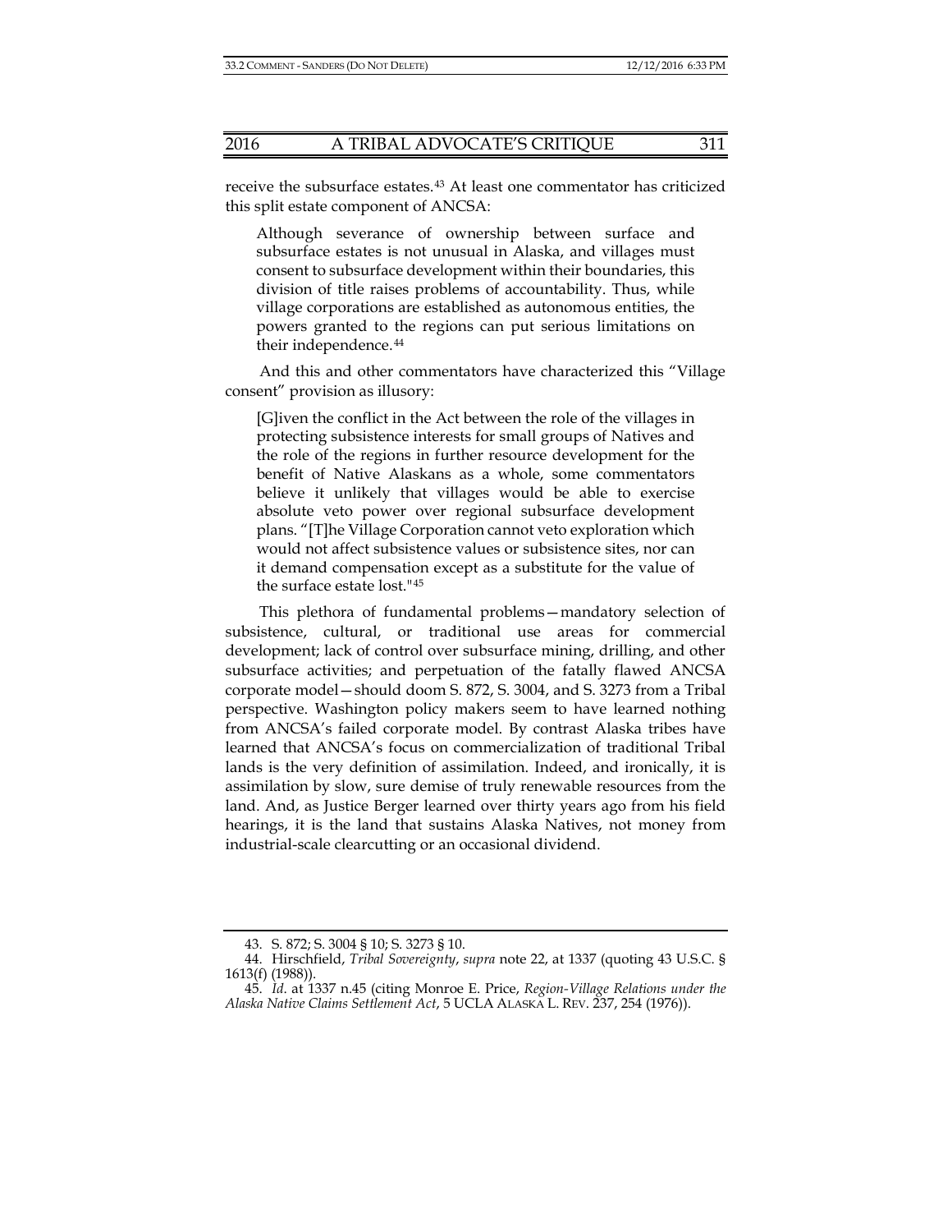receive the subsurface estates.[43] At least one commentator has criticized this split estate component of ANCSA:

> Although severance of ownership between surface and subsurface estates is not unusual in Alaska, and villages must consent to subsurface development within their boundaries, this division of title raises problems of accountability. Thus, while village corporations are established as autonomous entities, the powers granted to the regions can put serious limitations on their independence.[44]

And this and other commentators have characterized this "Village consent" provision as illusory:

> [G]iven the conflict in the Act between the role of the villages in protecting subsistence interests for small groups of Natives and the role of the regions in further resource development for the benefit of Native Alaskans as a whole, some commentators believe it unlikely that villages would be able to exercise absolute veto power over regional subsurface development plans. "[T]he Village Corporation cannot veto exploration which would not affect subsistence values or subsistence sites, nor can it demand compensation except as a substitute for the value of the surface estate lost."[45]

This plethora of fundamental problems—mandatory selection of subsistence, cultural, or traditional use areas for commercial development; lack of control over subsurface mining, drilling, and other subsurface activities; and perpetuation of the fatally flawed ANCSA corporate model—should doom S. 872, S. 3004, and S. 3273 from a Tribal perspective. Washington policy makers seem to have learned nothing from ANCSA's failed corporate model. By contrast Alaska tribes have learned that ANCSA's focus on commercialization of traditional Tribal lands is the very definition of assimilation. Indeed, and ironically, it is assimilation by slow, sure demise of truly renewable resources from the land. And, as Justice Berger learned over thirty years ago from his field hearings, it is the land that sustains Alaska Natives, not money from industrial-scale clearcutting or an occasional dividend.

---

43. S. 872; S. 3004 § 10; S. 3273 § 10.

44. Hirschfield, *Tribal Sovereignty*, *supra* note 22, at 1337 (quoting 43 U.S.C. § 1613(f) (1988)).

45. *Id.* at 1337 n.45 (citing Monroe E. Price, *Region-Village Relations under the Alaska Native Claims Settlement Act*, 5 UCLA ALASKA L. REV. 237, 254 (1976)).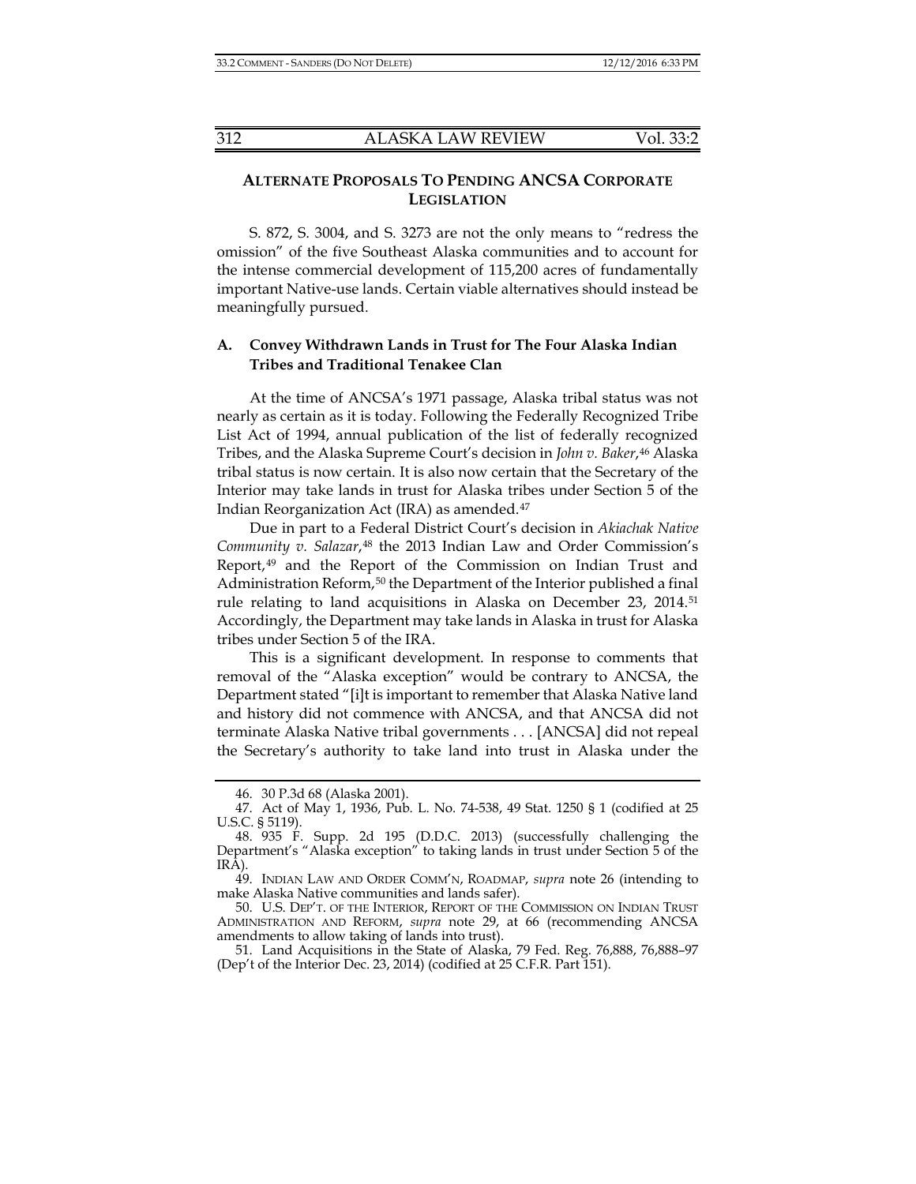## ALTERNATE PROPOSALS TO PENDING ANCSA CORPORATE LEGISLATION

S. 872, S. 3004, and S. 3273 are not the only means to "redress the omission" of the five Southeast Alaska communities and to account for the intense commercial development of 115,200 acres of fundamentally important Native-use lands. Certain viable alternatives should instead be meaningfully pursued.

### A. Convey Withdrawn Lands in Trust for The Four Alaska Indian Tribes and Traditional Tenakee Clan

At the time of ANCSA's 1971 passage, Alaska tribal status was not nearly as certain as it is today. Following the Federally Recognized Tribe List Act of 1994, annual publication of the list of federally recognized Tribes, and the Alaska Supreme Court's decision in *John v. Baker*,[46] Alaska tribal status is now certain. It is also now certain that the Secretary of the Interior may take lands in trust for Alaska tribes under Section 5 of the Indian Reorganization Act (IRA) as amended.[47]

Due in part to a Federal District Court's decision in *Akiachak Native Community v. Salazar*,[48] the 2013 Indian Law and Order Commission's Report,[49] and the Report of the Commission on Indian Trust and Administration Reform,[50] the Department of the Interior published a final rule relating to land acquisitions in Alaska on December 23, 2014.[51] Accordingly, the Department may take lands in Alaska in trust for Alaska tribes under Section 5 of the IRA.

This is a significant development. In response to comments that removal of the "Alaska exception" would be contrary to ANCSA, the Department stated "[i]t is important to remember that Alaska Native land and history did not commence with ANCSA, and that ANCSA did not terminate Alaska Native tribal governments . . . [ANCSA] did not repeal the Secretary's authority to take land into trust in Alaska under the

---

46. 30 P.3d 68 (Alaska 2001).

47. Act of May 1, 1936, Pub. L. No. 74-538, 49 Stat. 1250 § 1 (codified at 25 U.S.C. § 5119).

48. 935 F. Supp. 2d 195 (D.D.C. 2013) (successfully challenging the Department's "Alaska exception" to taking lands in trust under Section 5 of the IRA).

49. INDIAN LAW AND ORDER COMM'N, ROADMAP, *supra* note 26 (intending to make Alaska Native communities and lands safer).

50. U.S. DEP'T. OF THE INTERIOR, REPORT OF THE COMMISSION ON INDIAN TRUST ADMINISTRATION AND REFORM, *supra* note 29, at 66 (recommending ANCSA amendments to allow taking of lands into trust).

51. Land Acquisitions in the State of Alaska, 79 Fed. Reg. 76,888, 76,888–97 (Dep't of the Interior Dec. 23, 2014) (codified at 25 C.F.R. Part 151).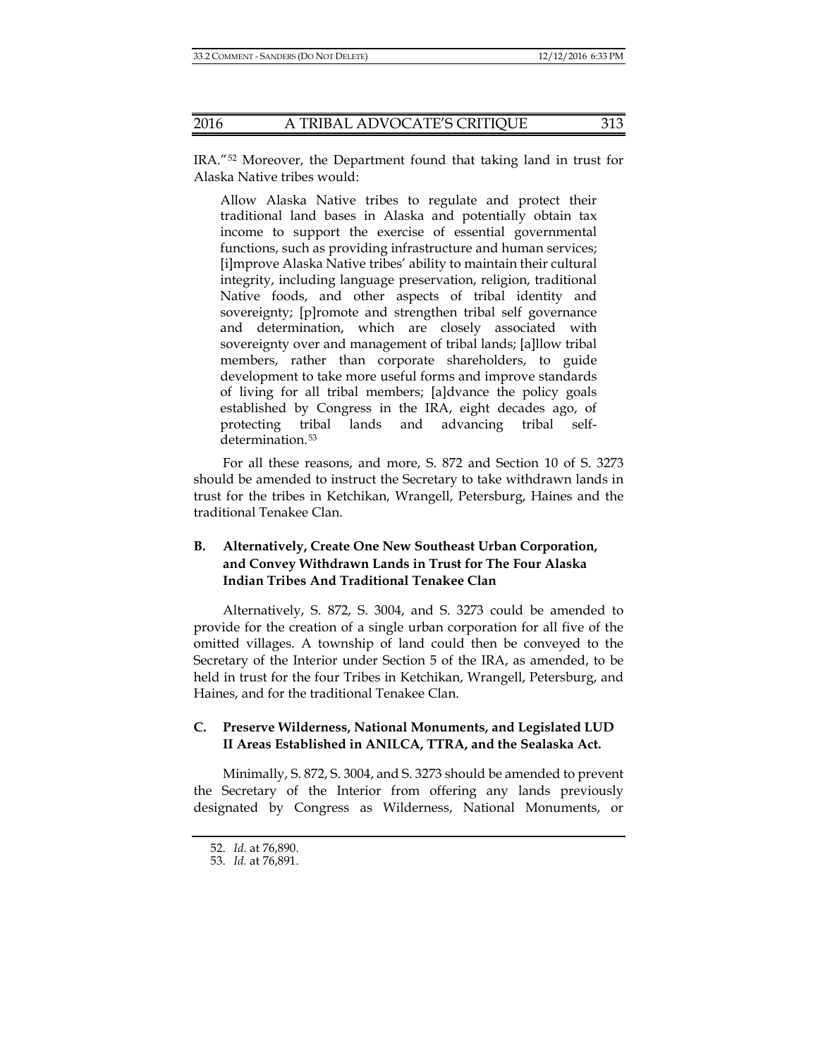IRA."[52] Moreover, the Department found that taking land in trust for Alaska Native tribes would:

> Allow Alaska Native tribes to regulate and protect their traditional land bases in Alaska and potentially obtain tax income to support the exercise of essential governmental functions, such as providing infrastructure and human services; [i]mprove Alaska Native tribes' ability to maintain their cultural integrity, including language preservation, religion, traditional Native foods, and other aspects of tribal identity and sovereignty; [p]romote and strengthen tribal self governance and determination, which are closely associated with sovereignty over and management of tribal lands; [a]llow tribal members, rather than corporate shareholders, to guide development to take more useful forms and improve standards of living for all tribal members; [a]dvance the policy goals established by Congress in the IRA, eight decades ago, of protecting tribal lands and advancing tribal self-determination.[53]

For all these reasons, and more, S. 872 and Section 10 of S. 3273 should be amended to instruct the Secretary to take withdrawn lands in trust for the tribes in Ketchikan, Wrangell, Petersburg, Haines and the traditional Tenakee Clan.

### B. Alternatively, Create One New Southeast Urban Corporation, and Convey Withdrawn Lands in Trust for The Four Alaska Indian Tribes And Traditional Tenakee Clan

Alternatively, S. 872, S. 3004, and S. 3273 could be amended to provide for the creation of a single urban corporation for all five of the omitted villages. A township of land could then be conveyed to the Secretary of the Interior under Section 5 of the IRA, as amended, to be held in trust for the four Tribes in Ketchikan, Wrangell, Petersburg, and Haines, and for the traditional Tenakee Clan.

### C. Preserve Wilderness, National Monuments, and Legislated LUD II Areas Established in ANILCA, TTRA, and the Sealaska Act.

Minimally, S. 872, S. 3004, and S. 3273 should be amended to prevent the Secretary of the Interior from offering any lands previously designated by Congress as Wilderness, National Monuments, or

---

52. *Id.* at 76,890.

53. *Id.* at 76,891.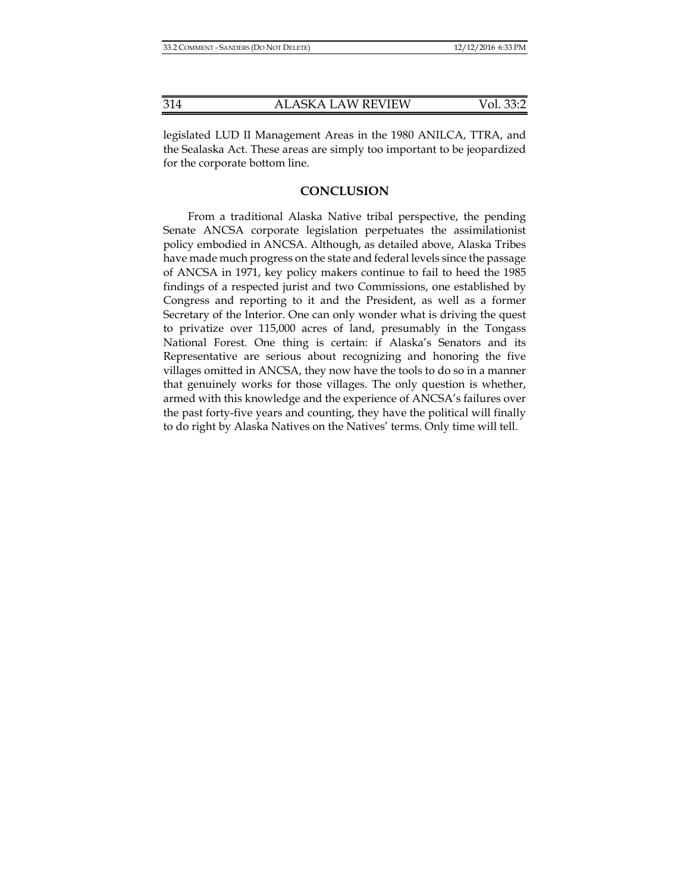legislated LUD II Management Areas in the 1980 ANILCA, TTRA, and the Sealaska Act. These areas are simply too important to be jeopardized for the corporate bottom line.

## CONCLUSION

From a traditional Alaska Native tribal perspective, the pending Senate ANCSA corporate legislation perpetuates the assimilationist policy embodied in ANCSA. Although, as detailed above, Alaska Tribes have made much progress on the state and federal levels since the passage of ANCSA in 1971, key policy makers continue to fail to heed the 1985 findings of a respected jurist and two Commissions, one established by Congress and reporting to it and the President, as well as a former Secretary of the Interior. One can only wonder what is driving the quest to privatize over 115,000 acres of land, presumably in the Tongass National Forest. One thing is certain: if Alaska's Senators and its Representative are serious about recognizing and honoring the five villages omitted in ANCSA, they now have the tools to do so in a manner that genuinely works for those villages. The only question is whether, armed with this knowledge and the experience of ANCSA's failures over the past forty-five years and counting, they have the political will finally to do right by Alaska Natives on the Natives' terms. Only time will tell.